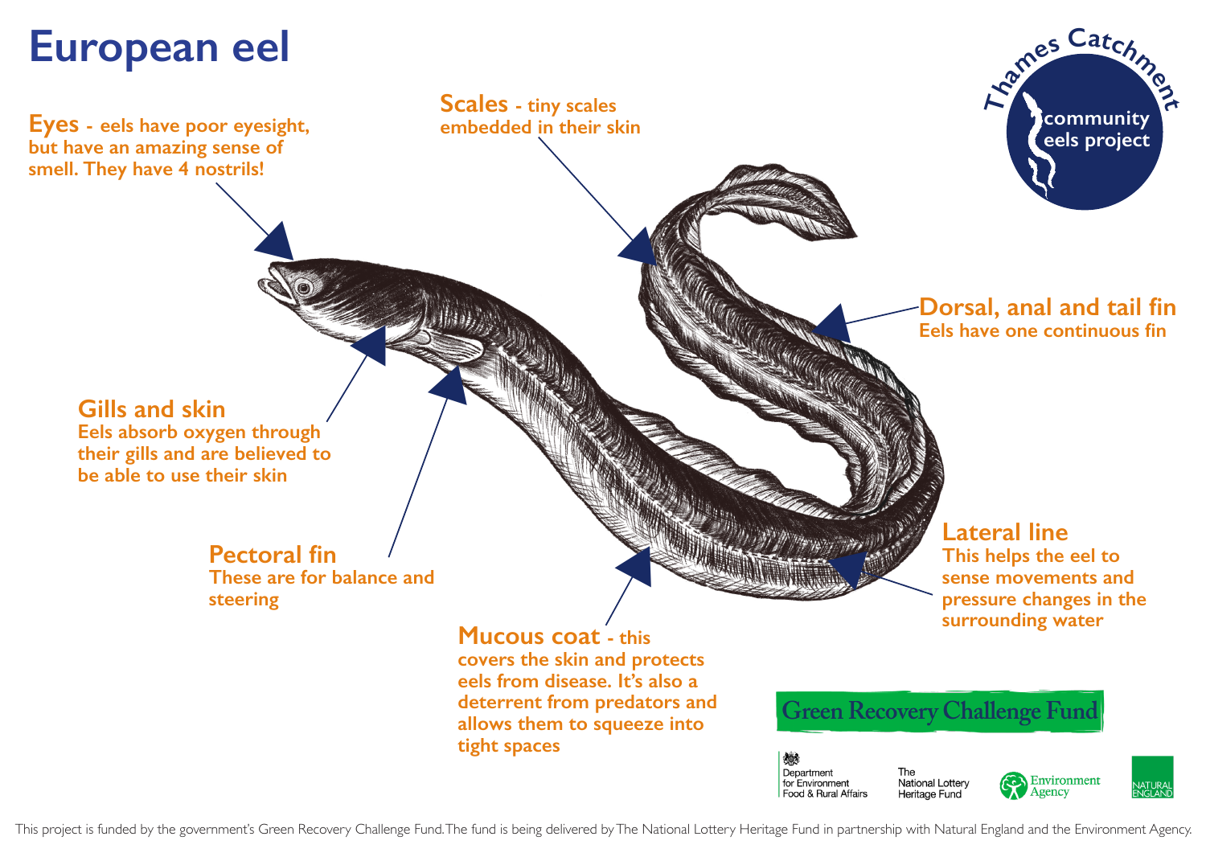# European eel

**Eyes** - eels have poor eyesight, but have an amazing sense of smell. They have 4 nostrils!

**Scales** - tiny scales embedded in their skin

**Dorsal, anal and tail fin**
Eels have one continuous fin

**Gills and skin**
Eels absorb oxygen through their gills and are believed to be able to use their skin

**Pectoral fin**
These are for balance and steering

**Lateral line**
This helps the eel to sense movements and pressure changes in the surrounding water

**Mucous coat** - this covers the skin and protects eels from disease. It's also a deterrent from predators and allows them to squeeze into tight spaces

Thames Catchment community eels project

Green Recovery Challenge Fund

Department for Environment Food & Rural Affairs

The National Lottery Heritage Fund

Environment Agency

Natural England

This project is funded by the government's Green Recovery Challenge Fund. The fund is being delivered by The National Lottery Heritage Fund in partnership with Natural England and the Environment Agency.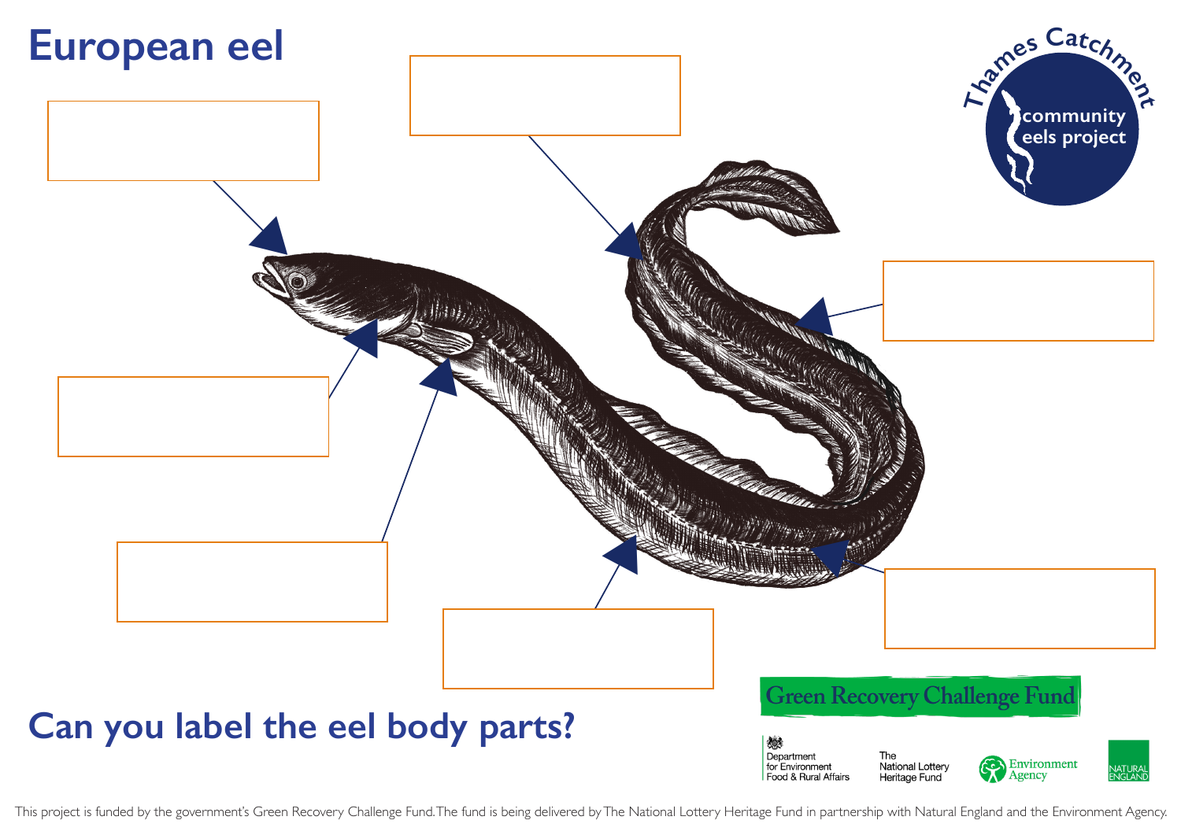# European eel

Thames Catchment community eels project

## Can you label the eel body parts?

Green Recovery Challenge Fund

Department for Environment Food & Rural Affairs

The National Lottery Heritage Fund

Environment Agency

NATURAL ENGLAND

This project is funded by the government's Green Recovery Challenge Fund. The fund is being delivered by The National Lottery Heritage Fund in partnership with Natural England and the Environment Agency.